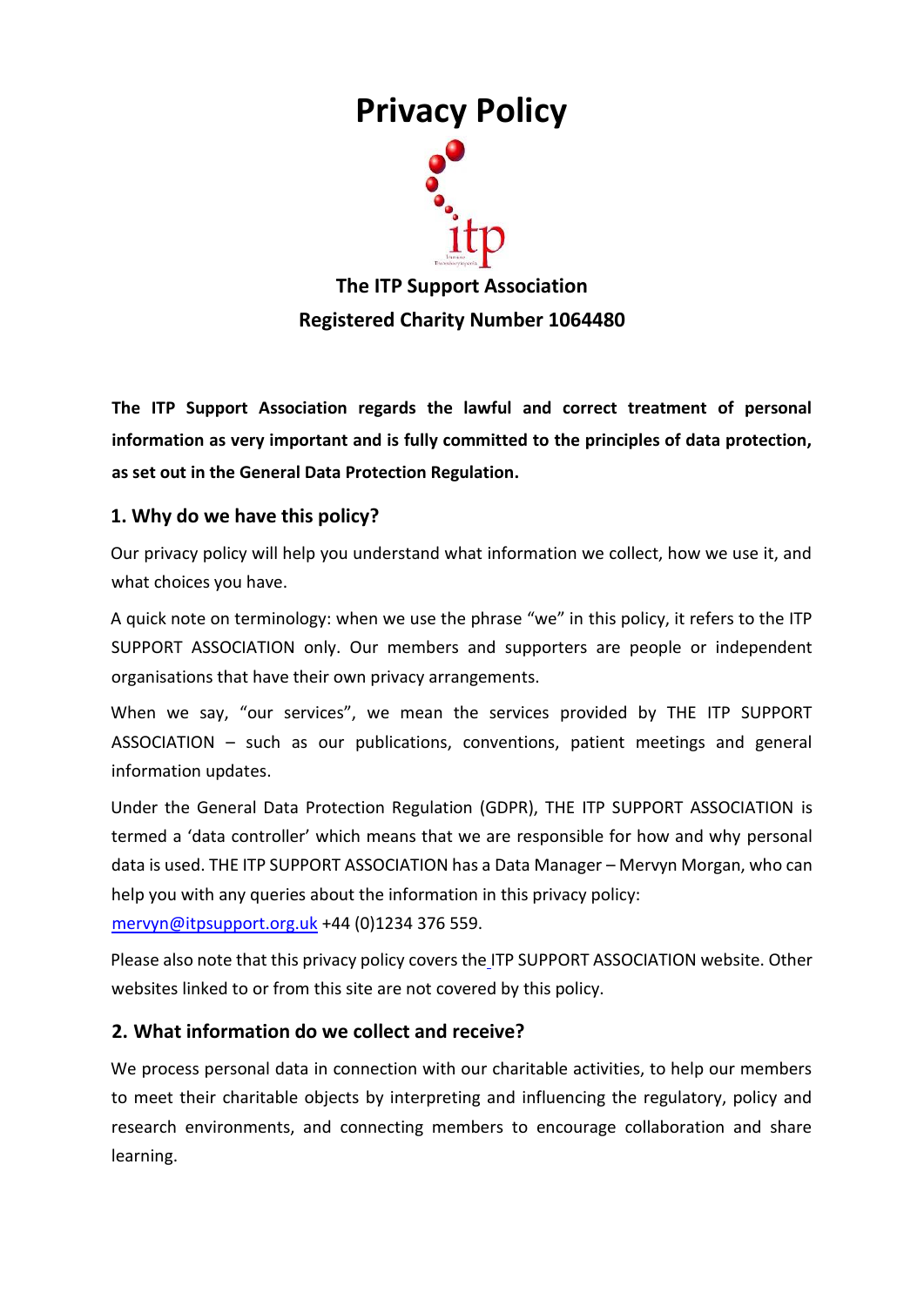# Privacy Policy

**The ITP Support Association**
**Registered Charity Number 1064480**

**The ITP Support Association regards the lawful and correct treatment of personal information as very important and is fully committed to the principles of data protection, as set out in the General Data Protection Regulation.**

## 1. Why do we have this policy?

Our privacy policy will help you understand what information we collect, how we use it, and what choices you have.

A quick note on terminology: when we use the phrase "we" in this policy, it refers to the ITP SUPPORT ASSOCIATION only. Our members and supporters are people or independent organisations that have their own privacy arrangements.

When we say, "our services", we mean the services provided by THE ITP SUPPORT ASSOCIATION – such as our publications, conventions, patient meetings and general information updates.

Under the General Data Protection Regulation (GDPR), THE ITP SUPPORT ASSOCIATION is termed a 'data controller' which means that we are responsible for how and why personal data is used. THE ITP SUPPORT ASSOCIATION has a Data Manager – Mervyn Morgan, who can help you with any queries about the information in this privacy policy: mervyn@itpsupport.org.uk +44 (0)1234 376 559.

Please also note that this privacy policy covers the ITP SUPPORT ASSOCIATION website. Other websites linked to or from this site are not covered by this policy.

## 2. What information do we collect and receive?

We process personal data in connection with our charitable activities, to help our members to meet their charitable objects by interpreting and influencing the regulatory, policy and research environments, and connecting members to encourage collaboration and share learning.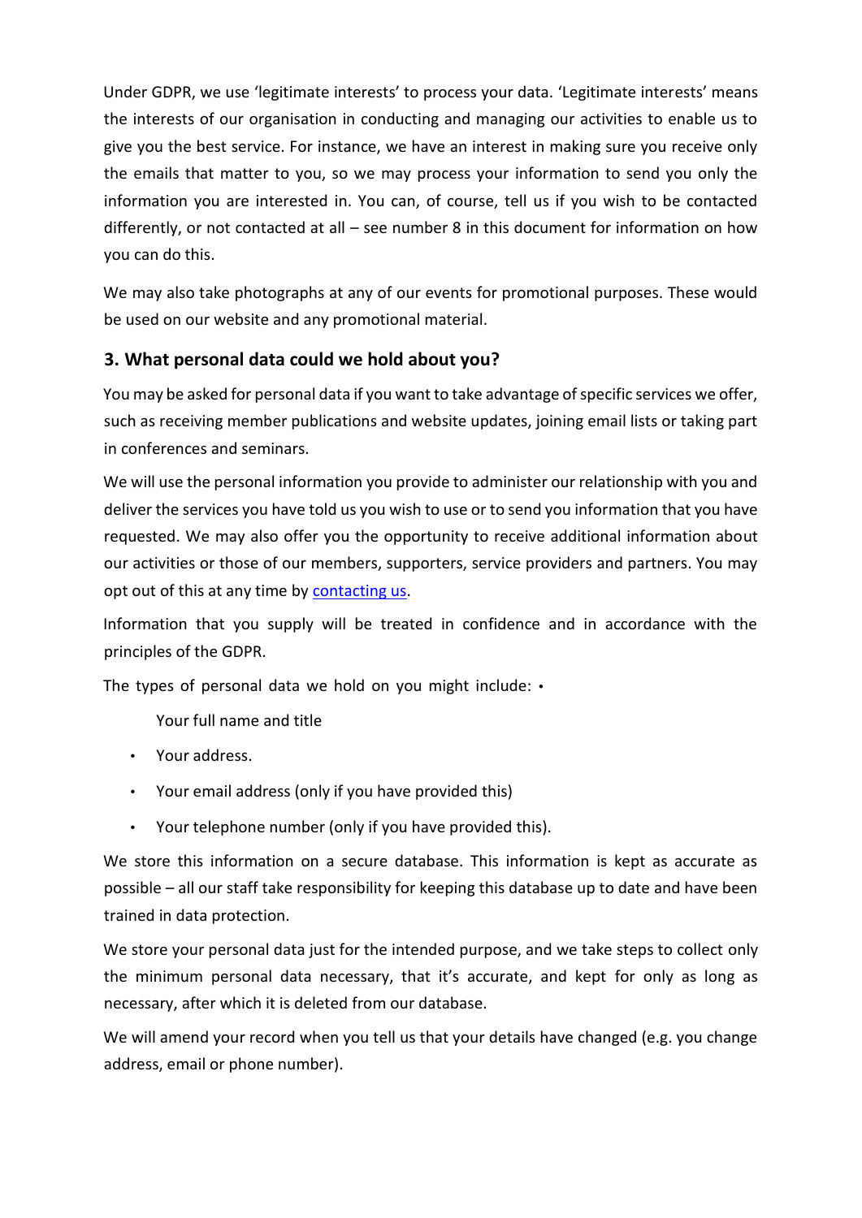Under GDPR, we use 'legitimate interests' to process your data. 'Legitimate interests' means the interests of our organisation in conducting and managing our activities to enable us to give you the best service. For instance, we have an interest in making sure you receive only the emails that matter to you, so we may process your information to send you only the information you are interested in. You can, of course, tell us if you wish to be contacted differently, or not contacted at all – see number 8 in this document for information on how you can do this.

We may also take photographs at any of our events for promotional purposes. These would be used on our website and any promotional material.

## 3. What personal data could we hold about you?

You may be asked for personal data if you want to take advantage of specific services we offer, such as receiving member publications and website updates, joining email lists or taking part in conferences and seminars.

We will use the personal information you provide to administer our relationship with you and deliver the services you have told us you wish to use or to send you information that you have requested. We may also offer you the opportunity to receive additional information about our activities or those of our members, supporters, service providers and partners. You may opt out of this at any time by contacting us.

Information that you supply will be treated in confidence and in accordance with the principles of the GDPR.

The types of personal data we hold on you might include:

- Your full name and title
- Your address.
- Your email address (only if you have provided this)
- Your telephone number (only if you have provided this).

We store this information on a secure database. This information is kept as accurate as possible – all our staff take responsibility for keeping this database up to date and have been trained in data protection.

We store your personal data just for the intended purpose, and we take steps to collect only the minimum personal data necessary, that it's accurate, and kept for only as long as necessary, after which it is deleted from our database.

We will amend your record when you tell us that your details have changed (e.g. you change address, email or phone number).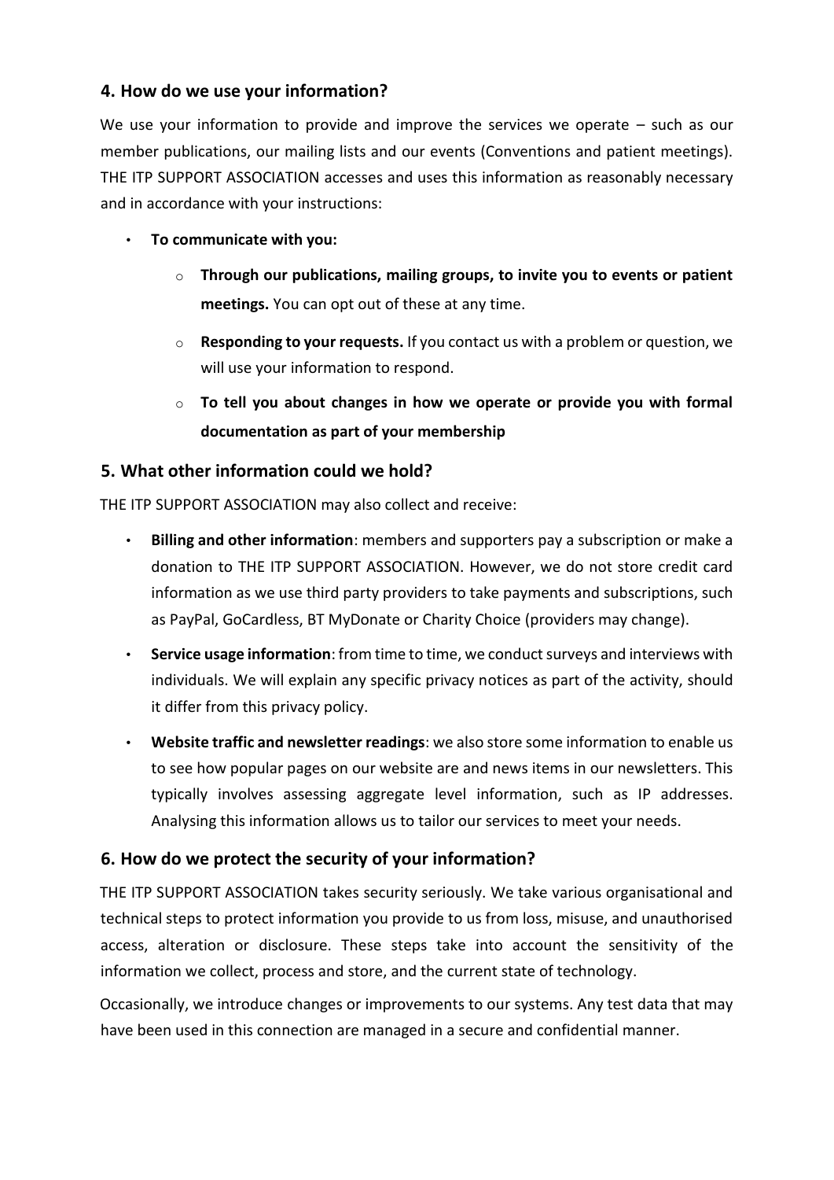## 4. How do we use your information?

We use your information to provide and improve the services we operate – such as our member publications, our mailing lists and our events (Conventions and patient meetings). THE ITP SUPPORT ASSOCIATION accesses and uses this information as reasonably necessary and in accordance with your instructions:

- **To communicate with you:**
  - **Through our publications, mailing groups, to invite you to events or patient meetings.** You can opt out of these at any time.
  - **Responding to your requests.** If you contact us with a problem or question, we will use your information to respond.
  - **To tell you about changes in how we operate or provide you with formal documentation as part of your membership**

## 5. What other information could we hold?

THE ITP SUPPORT ASSOCIATION may also collect and receive:

- **Billing and other information**: members and supporters pay a subscription or make a donation to THE ITP SUPPORT ASSOCIATION. However, we do not store credit card information as we use third party providers to take payments and subscriptions, such as PayPal, GoCardless, BT MyDonate or Charity Choice (providers may change).
- **Service usage information**: from time to time, we conduct surveys and interviews with individuals. We will explain any specific privacy notices as part of the activity, should it differ from this privacy policy.
- **Website traffic and newsletter readings**: we also store some information to enable us to see how popular pages on our website are and news items in our newsletters. This typically involves assessing aggregate level information, such as IP addresses. Analysing this information allows us to tailor our services to meet your needs.

## 6. How do we protect the security of your information?

THE ITP SUPPORT ASSOCIATION takes security seriously. We take various organisational and technical steps to protect information you provide to us from loss, misuse, and unauthorised access, alteration or disclosure. These steps take into account the sensitivity of the information we collect, process and store, and the current state of technology.

Occasionally, we introduce changes or improvements to our systems. Any test data that may have been used in this connection are managed in a secure and confidential manner.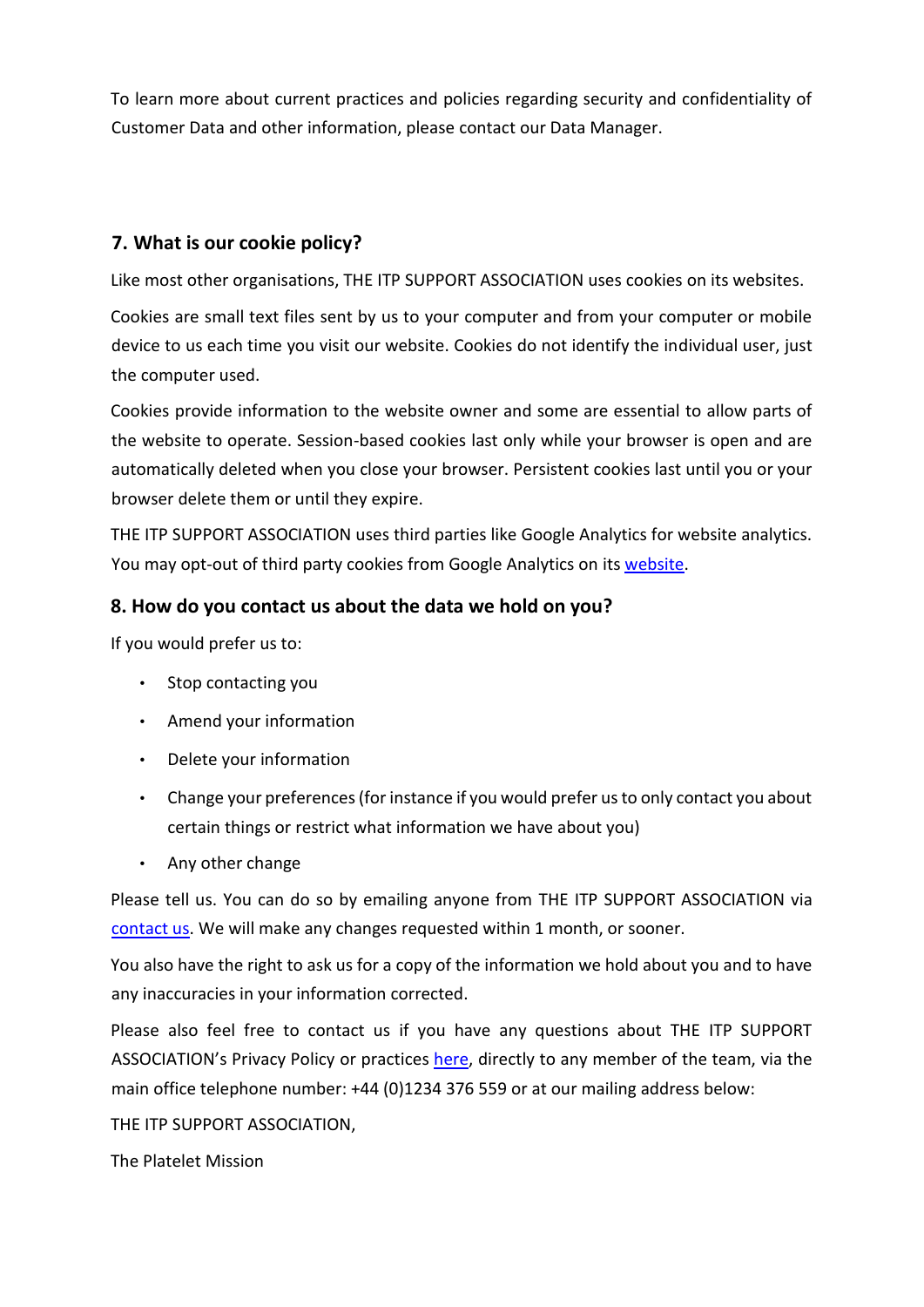To learn more about current practices and policies regarding security and confidentiality of Customer Data and other information, please contact our Data Manager.

## 7. What is our cookie policy?

Like most other organisations, THE ITP SUPPORT ASSOCIATION uses cookies on its websites.

Cookies are small text files sent by us to your computer and from your computer or mobile device to us each time you visit our website. Cookies do not identify the individual user, just the computer used.

Cookies provide information to the website owner and some are essential to allow parts of the website to operate. Session-based cookies last only while your browser is open and are automatically deleted when you close your browser. Persistent cookies last until you or your browser delete them or until they expire.

THE ITP SUPPORT ASSOCIATION uses third parties like Google Analytics for website analytics. You may opt-out of third party cookies from Google Analytics on its website.

## 8. How do you contact us about the data we hold on you?

If you would prefer us to:

- Stop contacting you
- Amend your information
- Delete your information
- Change your preferences (for instance if you would prefer us to only contact you about certain things or restrict what information we have about you)
- Any other change

Please tell us. You can do so by emailing anyone from THE ITP SUPPORT ASSOCIATION via contact us. We will make any changes requested within 1 month, or sooner.

You also have the right to ask us for a copy of the information we hold about you and to have any inaccuracies in your information corrected.

Please also feel free to contact us if you have any questions about THE ITP SUPPORT ASSOCIATION's Privacy Policy or practices here, directly to any member of the team, via the main office telephone number: +44 (0)1234 376 559 or at our mailing address below:

THE ITP SUPPORT ASSOCIATION,

The Platelet Mission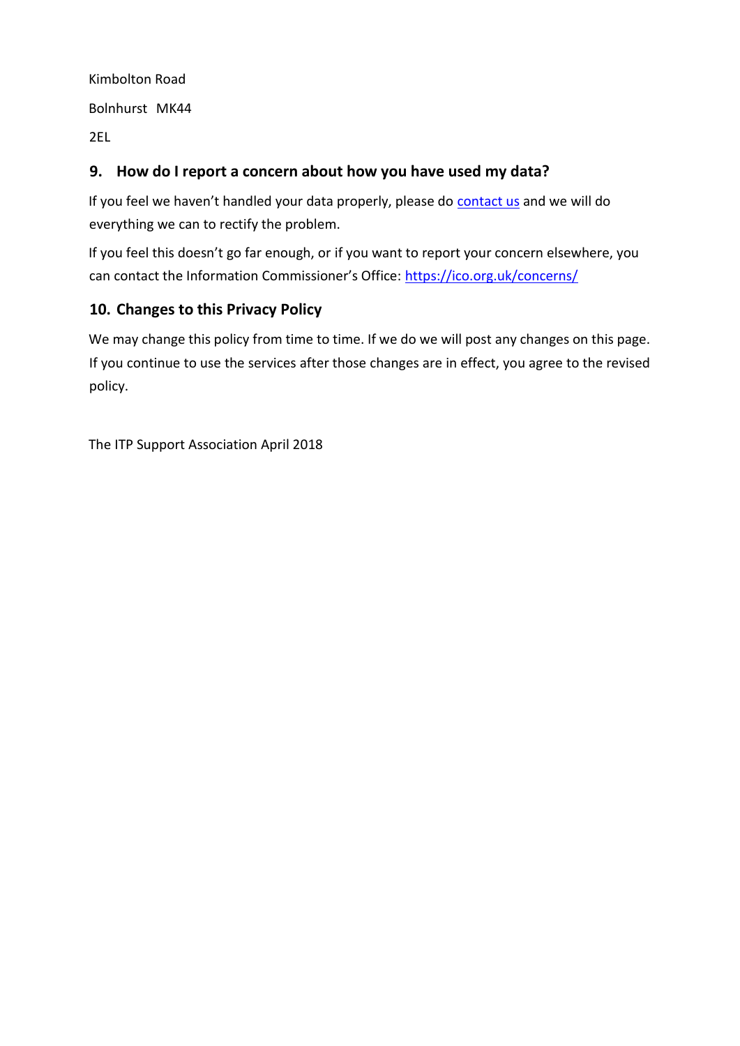Kimbolton Road

Bolnhurst MK44

2EL

## 9. How do I report a concern about how you have used my data?

If you feel we haven't handled your data properly, please do contact us and we will do everything we can to rectify the problem.

If you feel this doesn't go far enough, or if you want to report your concern elsewhere, you can contact the Information Commissioner's Office: https://ico.org.uk/concerns/

## 10. Changes to this Privacy Policy

We may change this policy from time to time. If we do we will post any changes on this page. If you continue to use the services after those changes are in effect, you agree to the revised policy.

The ITP Support Association April 2018